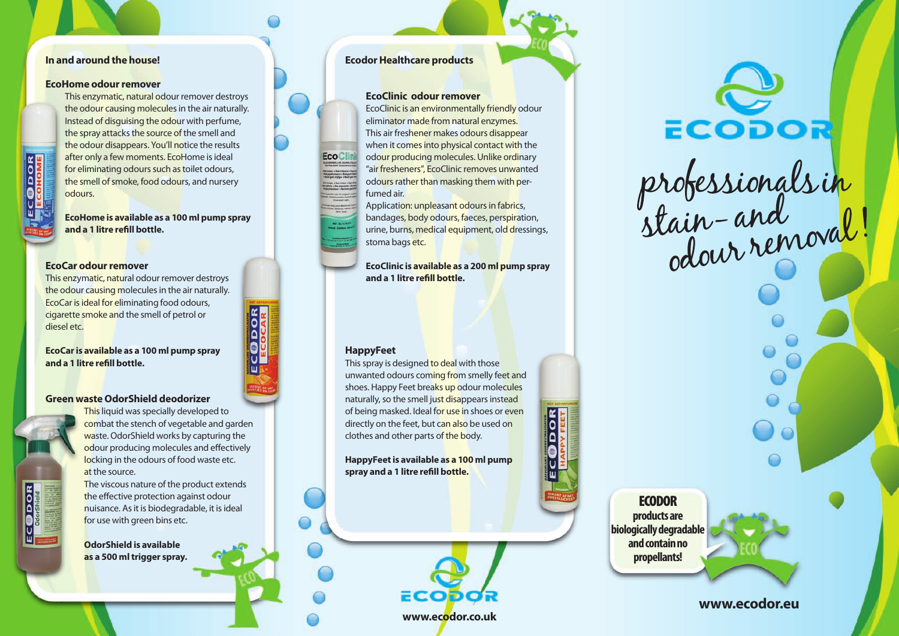## In and around the house!

### EcoHome odour remover

This enzymatic, natural odour remover destroys the odour causing molecules in the air naturally. Instead of disguising the odour with perfume, the spray attacks the source of the smell and the odour disappears. You'll notice the results after only a few moments. EcoHome is ideal for eliminating odours such as toilet odours, the smell of smoke, food odours, and nursery odours.

**EcoHome is available as a 100 ml pump spray and a 1 litre refill bottle.**

### EcoCar odour remover

This enzymatic, natural odour remover destroys the odour causing molecules in the air naturally. EcoCar is ideal for eliminating food odours, cigarette smoke and the smell of petrol or diesel etc.

**EcoCar is available as a 100 ml pump spray and a 1 litre refill bottle.**

### Green waste OdorShield deodorizer

This liquid was specially developed to combat the stench of vegetable and garden waste. OdorShield works by capturing the odour producing molecules and effectively locking in the odours of food waste etc. at the source.

The viscous nature of the product extends the effective protection against odour nuisance. As it is biodegradable, it is ideal for use with green bins etc.

**OdorShield is available as a 500 ml trigger spray.**

## Ecodor Healthcare products

### EcoClinic odour remover

EcoClinic is an environmentally friendly odour eliminator made from natural enzymes. This air freshener makes odours disappear when it comes into physical contact with the odour producing molecules. Unlike ordinary "air fresheners", EcoClinic removes unwanted odours rather than masking them with perfumed air.

Application: unpleasant odours in fabrics, bandages, body odours, faeces, perspiration, urine, burns, medical equipment, old dressings, stoma bags etc.

**EcoClinic is available as a 200 ml pump spray and a 1 litre refill bottle.**

### HappyFeet

This spray is designed to deal with those unwanted odours coming from smelly feet and shoes. Happy Feet breaks up odour molecules naturally, so the smell just disappears instead of being masked. Ideal for use in shoes or even directly on the feet, but can also be used on clothes and other parts of the body.

**HappyFeet is available as a 100 ml pump spray and a 1 litre refill bottle.**

ECODOR

www.ecodor.co.uk

# ECODOR

*professionals in stain- and odour removal!*

**ECODOR products are biologically degradable and contain no propellants!**

www.ecodor.eu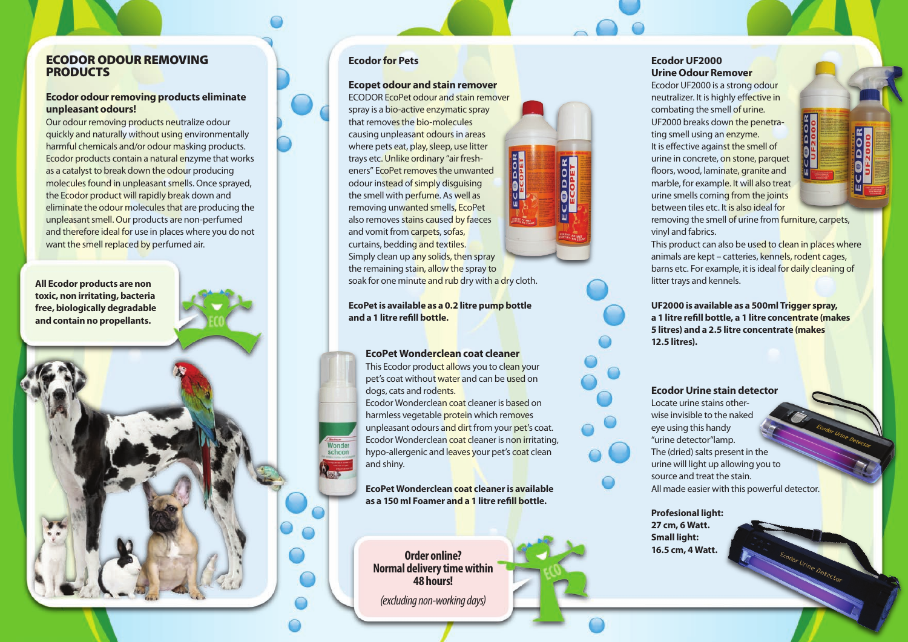# ECODOR ODOUR REMOVING PRODUCTS

**Ecodor odour removing products eliminate unpleasant odours!**

Our odour removing products neutralize odour quickly and naturally without using environmentally harmful chemicals and/or odour masking products. Ecodor products contain a natural enzyme that works as a catalyst to break down the odour producing molecules found in unpleasant smells. Once sprayed, the Ecodor product will rapidly break down and eliminate the odour molecules that are producing the unpleasant smell. Our products are non-perfumed and therefore ideal for use in places where you do not want the smell replaced by perfumed air.

**All Ecodor products are non toxic, non irritating, bacteria free, biologically degradable and contain no propellants.**

## Ecodor for Pets

### Ecopet odour and stain remover

ECODOR EcoPet odour and stain remover spray is a bio-active enzymatic spray that removes the bio-molecules causing unpleasant odours in areas where pets eat, play, sleep, use litter trays etc. Unlike ordinary "air fresheners" EcoPet removes the unwanted odour instead of simply disguising the smell with perfume. As well as removing unwanted smells, EcoPet also removes stains caused by faeces and vomit from carpets, sofas, curtains, bedding and textiles. Simply clean up any solids, then spray the remaining stain, allow the spray to soak for one minute and rub dry with a dry cloth.

**EcoPet is available as a 0.2 litre pump bottle and a 1 litre refill bottle.**

### EcoPet Wonderclean coat cleaner

This Ecodor product allows you to clean your pet's coat without water and can be used on dogs, cats and rodents.
Ecodor Wonderclean coat cleaner is based on harmless vegetable protein which removes unpleasant odours and dirt from your pet's coat. Ecodor Wonderclean coat cleaner is non irritating, hypo-allergenic and leaves your pet's coat clean and shiny.

**EcoPet Wonderclean coat cleaner is available as a 150 ml Foamer and a 1 litre refill bottle.**

**Order online?**
**Normal delivery time within 48 hours!**
*(excluding non-working days)*

## Ecodor UF2000 Urine Odour Remover

Ecodor UF2000 is a strong odour neutralizer. It is highly effective in combating the smell of urine. UF2000 breaks down the penetrating smell using an enzyme.
It is effective against the smell of urine in concrete, on stone, parquet floors, wood, laminate, granite and marble, for example. It will also treat urine smells coming from the joints between tiles etc. It is also ideal for removing the smell of urine from furniture, carpets, vinyl and fabrics.
This product can also be used to clean in places where animals are kept – catteries, kennels, rodent cages, barns etc. For example, it is ideal for daily cleaning of litter trays and kennels.

**UF2000 is available as a 500ml Trigger spray, a 1 litre refill bottle, a 1 litre concentrate (makes 5 litres) and a 2.5 litre concentrate (makes 12.5 litres).**

## Ecodor Urine stain detector

Locate urine stains otherwise invisible to the naked eye using this handy "urine detector"lamp.
The (dried) salts present in the urine will light up allowing you to source and treat the stain.
All made easier with this powerful detector.

**Profesional light:**
**27 cm, 6 Watt.**
**Small light:**
**16.5 cm, 4 Watt.**